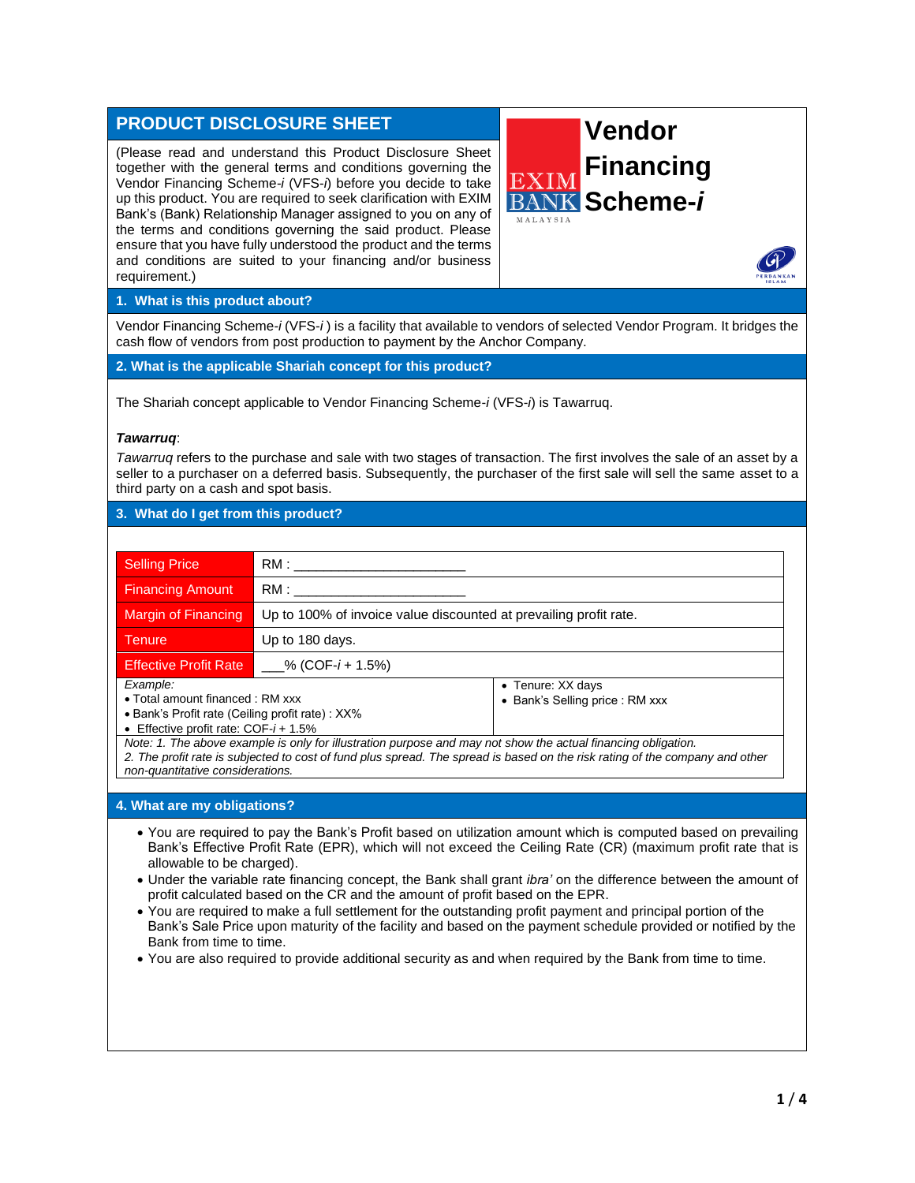# PRODUCT DISCLOSURE SHEET

# Vendor Financing Scheme-*i*

(Please read and understand this Product Disclosure Sheet together with the general terms and conditions governing the Vendor Financing Scheme-*i* (VFS-*i*) before you decide to take up this product. You are required to seek clarification with EXIM Bank's (Bank) Relationship Manager assigned to you on any of the terms and conditions governing the said product. Please ensure that you have fully understood the product and the terms and conditions are suited to your financing and/or business requirement.)

## 1. What is this product about?

Vendor Financing Scheme-*i* (VFS-*i* ) is a facility that available to vendors of selected Vendor Program. It bridges the cash flow of vendors from post production to payment by the Anchor Company.

## 2. What is the applicable Shariah concept for this product?

The Shariah concept applicable to Vendor Financing Scheme-*i* (VFS-*i*) is Tawarruq.

***Tawarruq***:

*Tawarruq* refers to the purchase and sale with two stages of transaction. The first involves the sale of an asset by a seller to a purchaser on a deferred basis. Subsequently, the purchaser of the first sale will sell the same asset to a third party on a cash and spot basis.

## 3. What do I get from this product?

| | |
|---|---|
| Selling Price | RM : ______________________ |
| Financing Amount | RM : ______________________ |
| Margin of Financing | Up to 100% of invoice value discounted at prevailing profit rate. |
| Tenure | Up to 180 days. |
| Effective Profit Rate | ___% (COF-*i* + 1.5%) |

*Example:*

- Total amount financed : RM xxx
- Bank's Profit rate (Ceiling profit rate) : XX%
- Effective profit rate: COF-*i* + 1.5%
- Tenure: XX days
- Bank's Selling price : RM xxx

*Note: 1. The above example is only for illustration purpose and may not show the actual financing obligation.*
*2. The profit rate is subjected to cost of fund plus spread. The spread is based on the risk rating of the company and other non-quantitative considerations.*

## 4. What are my obligations?

- You are required to pay the Bank's Profit based on utilization amount which is computed based on prevailing Bank's Effective Profit Rate (EPR), which will not exceed the Ceiling Rate (CR) (maximum profit rate that is allowable to be charged).
- Under the variable rate financing concept, the Bank shall grant *ibra'* on the difference between the amount of profit calculated based on the CR and the amount of profit based on the EPR.
- You are required to make a full settlement for the outstanding profit payment and principal portion of the Bank's Sale Price upon maturity of the facility and based on the payment schedule provided or notified by the Bank from time to time.
- You are also required to provide additional security as and when required by the Bank from time to time.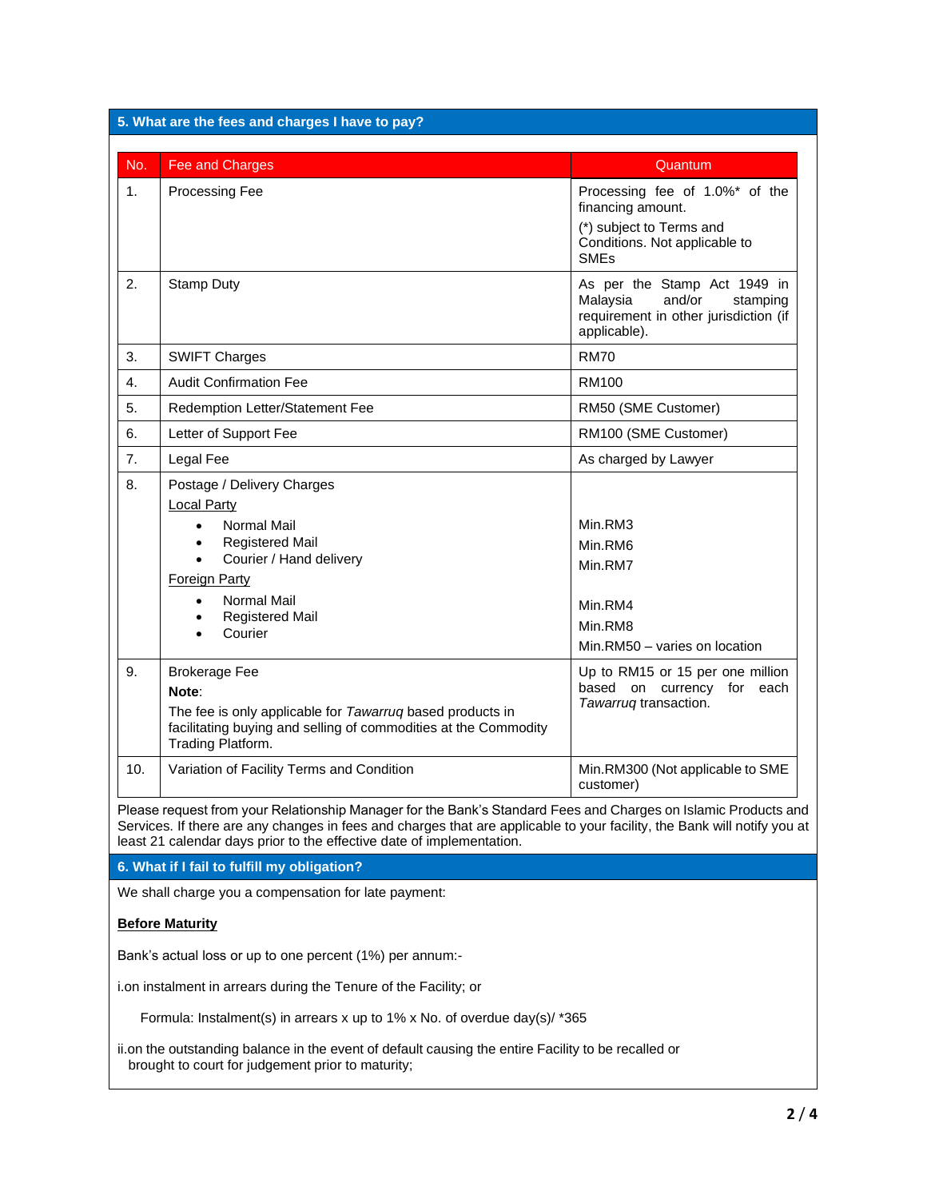## 5. What are the fees and charges I have to pay?

| No. | Fee and Charges | Quantum |
| --- | --- | --- |
| 1. | Processing Fee | Processing fee of 1.0%* of the financing amount.<br>(*) subject to Terms and Conditions. Not applicable to SMEs |
| 2. | Stamp Duty | As per the Stamp Act 1949 in Malaysia and/or stamping requirement in other jurisdiction (if applicable). |
| 3. | SWIFT Charges | RM70 |
| 4. | Audit Confirmation Fee | RM100 |
| 5. | Redemption Letter/Statement Fee | RM50 (SME Customer) |
| 6. | Letter of Support Fee | RM100 (SME Customer) |
| 7. | Legal Fee | As charged by Lawyer |
| 8. | Postage / Delivery Charges<br>Local Party<br>• Normal Mail<br>• Registered Mail<br>• Courier / Hand delivery<br>Foreign Party<br>• Normal Mail<br>• Registered Mail<br>• Courier | <br><br>Min.RM3<br>Min.RM6<br>Min.RM7<br><br>Min.RM4<br>Min.RM8<br>Min.RM50 – varies on location |
| 9. | Brokerage Fee<br>**Note**:<br>The fee is only applicable for *Tawarruq* based products in facilitating buying and selling of commodities at the Commodity Trading Platform. | Up to RM15 or 15 per one million based on currency for each *Tawarruq* transaction. |
| 10. | Variation of Facility Terms and Condition | Min.RM300 (Not applicable to SME customer) |

Please request from your Relationship Manager for the Bank's Standard Fees and Charges on Islamic Products and Services. If there are any changes in fees and charges that are applicable to your facility, the Bank will notify you at least 21 calendar days prior to the effective date of implementation.

## 6. What if I fail to fulfill my obligation?

We shall charge you a compensation for late payment:

**Before Maturity**

Bank's actual loss or up to one percent (1%) per annum:-

i. on instalment in arrears during the Tenure of the Facility; or

Formula: Instalment(s) in arrears x up to 1% x No. of overdue day(s)/ *365

ii. on the outstanding balance in the event of default causing the entire Facility to be recalled or brought to court for judgement prior to maturity;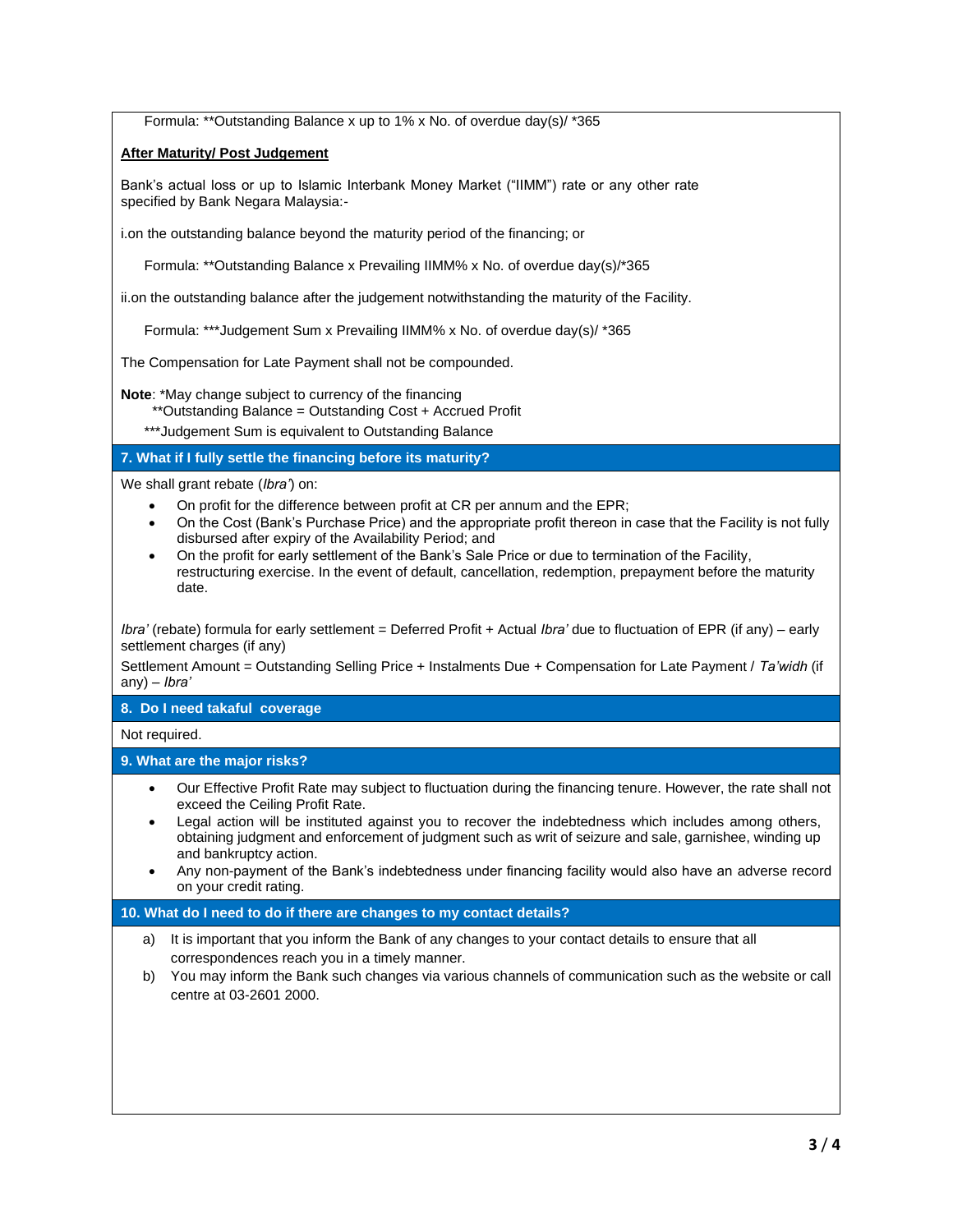Formula: **Outstanding Balance x up to 1% x No. of overdue day(s)/ *365

**After Maturity/ Post Judgement**

Bank's actual loss or up to Islamic Interbank Money Market ("IIMM") rate or any other rate specified by Bank Negara Malaysia:-

i.on the outstanding balance beyond the maturity period of the financing; or

Formula: **Outstanding Balance x Prevailing IIMM% x No. of overdue day(s)/*365

ii.on the outstanding balance after the judgement notwithstanding the maturity of the Facility.

Formula: ***Judgement Sum x Prevailing IIMM% x No. of overdue day(s)/ *365

The Compensation for Late Payment shall not be compounded.

**Note**: *May change subject to currency of the financing
**Outstanding Balance = Outstanding Cost + Accrued Profit
***Judgement Sum is equivalent to Outstanding Balance

## 7. What if I fully settle the financing before its maturity?

We shall grant rebate (*Ibra'*) on:

- On profit for the difference between profit at CR per annum and the EPR;
- On the Cost (Bank's Purchase Price) and the appropriate profit thereon in case that the Facility is not fully disbursed after expiry of the Availability Period; and
- On the profit for early settlement of the Bank's Sale Price or due to termination of the Facility, restructuring exercise. In the event of default, cancellation, redemption, prepayment before the maturity date.

*Ibra'* (rebate) formula for early settlement = Deferred Profit + Actual *Ibra'* due to fluctuation of EPR (if any) – early settlement charges (if any)

Settlement Amount = Outstanding Selling Price + Instalments Due + Compensation for Late Payment / *Ta'widh* (if any) – *Ibra'*

## 8. Do I need takaful coverage

Not required.

## 9. What are the major risks?

- Our Effective Profit Rate may subject to fluctuation during the financing tenure. However, the rate shall not exceed the Ceiling Profit Rate.
- Legal action will be instituted against you to recover the indebtedness which includes among others, obtaining judgment and enforcement of judgment such as writ of seizure and sale, garnishee, winding up and bankruptcy action.
- Any non-payment of the Bank's indebtedness under financing facility would also have an adverse record on your credit rating.

## 10. What do I need to do if there are changes to my contact details?

a) It is important that you inform the Bank of any changes to your contact details to ensure that all correspondences reach you in a timely manner.

b) You may inform the Bank such changes via various channels of communication such as the website or call centre at 03-2601 2000.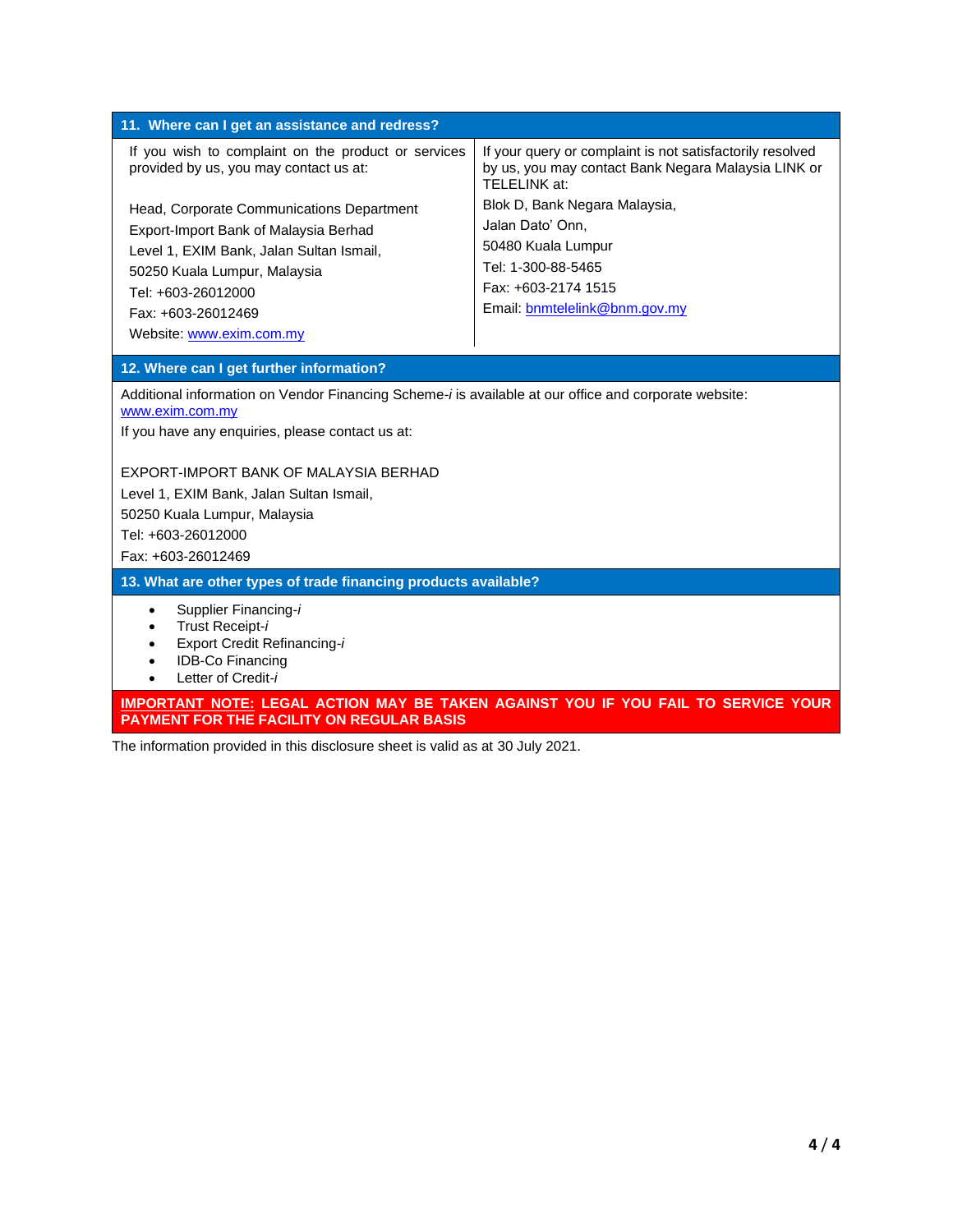## 11. Where can I get an assistance and redress?

| | |
|---|---|
| If you wish to complaint on the product or services provided by us, you may contact us at:<br><br>Head, Corporate Communications Department<br>Export-Import Bank of Malaysia Berhad<br>Level 1, EXIM Bank, Jalan Sultan Ismail,<br>50250 Kuala Lumpur, Malaysia<br>Tel: +603-26012000<br>Fax: +603-26012469<br>Website: www.exim.com.my | If your query or complaint is not satisfactorily resolved by us, you may contact Bank Negara Malaysia LINK or TELELINK at:<br>Blok D, Bank Negara Malaysia,<br>Jalan Dato' Onn,<br>50480 Kuala Lumpur<br>Tel: 1-300-88-5465<br>Fax: +603-2174 1515<br>Email: bnmtelelink@bnm.gov.my |

## 12. Where can I get further information?

Additional information on Vendor Financing Scheme-*i* is available at our office and corporate website: www.exim.com.my

If you have any enquiries, please contact us at:

EXPORT-IMPORT BANK OF MALAYSIA BERHAD
Level 1, EXIM Bank, Jalan Sultan Ismail,
50250 Kuala Lumpur, Malaysia
Tel: +603-26012000
Fax: +603-26012469

## 13. What are other types of trade financing products available?

- Supplier Financing-*i*
- Trust Receipt-*i*
- Export Credit Refinancing-*i*
- IDB-Co Financing
- Letter of Credit-*i*

**IMPORTANT NOTE: LEGAL ACTION MAY BE TAKEN AGAINST YOU IF YOU FAIL TO SERVICE YOUR PAYMENT FOR THE FACILITY ON REGULAR BASIS**

The information provided in this disclosure sheet is valid as at 30 July 2021.